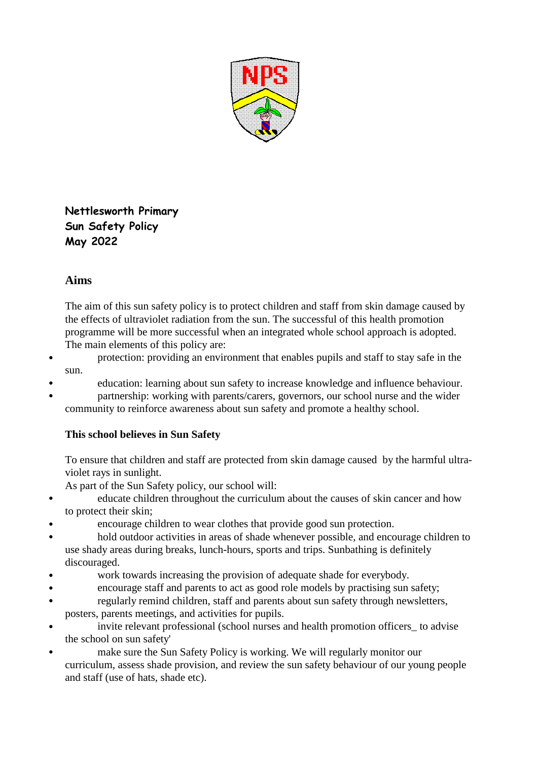**Nettlesworth Primary**
**Sun Safety Policy**
**May 2022**

## Aims

The aim of this sun safety policy is to protect children and staff from skin damage caused by the effects of ultraviolet radiation from the sun. The successful of this health promotion programme will be more successful when an integrated whole school approach is adopted. The main elements of this policy are:

- protection: providing an environment that enables pupils and staff to stay safe in the sun.
- education: learning about sun safety to increase knowledge and influence behaviour.
- partnership: working with parents/carers, governors, our school nurse and the wider community to reinforce awareness about sun safety and promote a healthy school.

### This school believes in Sun Safety

To ensure that children and staff are protected from skin damage caused by the harmful ultra-violet rays in sunlight.

As part of the Sun Safety policy, our school will:

- educate children throughout the curriculum about the causes of skin cancer and how to protect their skin;
- encourage children to wear clothes that provide good sun protection.
- hold outdoor activities in areas of shade whenever possible, and encourage children to use shady areas during breaks, lunch-hours, sports and trips. Sunbathing is definitely discouraged.
- work towards increasing the provision of adequate shade for everybody.
- encourage staff and parents to act as good role models by practising sun safety;
- regularly remind children, staff and parents about sun safety through newsletters, posters, parents meetings, and activities for pupils.
- invite relevant professional (school nurses and health promotion officers_ to advise the school on sun safety'
- make sure the Sun Safety Policy is working. We will regularly monitor our curriculum, assess shade provision, and review the sun safety behaviour of our young people and staff (use of hats, shade etc).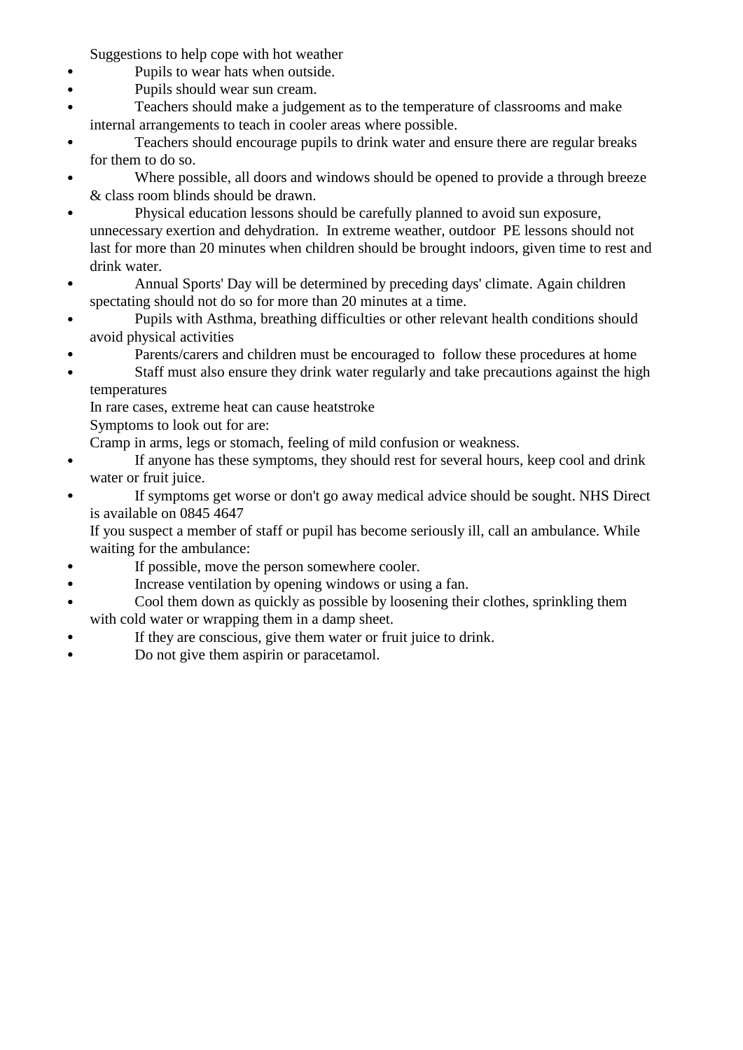Suggestions to help cope with hot weather

- Pupils to wear hats when outside.
- Pupils should wear sun cream.
- Teachers should make a judgement as to the temperature of classrooms and make internal arrangements to teach in cooler areas where possible.
- Teachers should encourage pupils to drink water and ensure there are regular breaks for them to do so.
- Where possible, all doors and windows should be opened to provide a through breeze & class room blinds should be drawn.
- Physical education lessons should be carefully planned to avoid sun exposure, unnecessary exertion and dehydration. In extreme weather, outdoor PE lessons should not last for more than 20 minutes when children should be brought indoors, given time to rest and drink water.
- Annual Sports' Day will be determined by preceding days' climate. Again children spectating should not do so for more than 20 minutes at a time.
- Pupils with Asthma, breathing difficulties or other relevant health conditions should avoid physical activities
- Parents/carers and children must be encouraged to follow these procedures at home
- Staff must also ensure they drink water regularly and take precautions against the high temperatures

In rare cases, extreme heat can cause heatstroke

Symptoms to look out for are:

Cramp in arms, legs or stomach, feeling of mild confusion or weakness.

- If anyone has these symptoms, they should rest for several hours, keep cool and drink water or fruit juice.
- If symptoms get worse or don't go away medical advice should be sought. NHS Direct is available on 0845 4647

If you suspect a member of staff or pupil has become seriously ill, call an ambulance. While waiting for the ambulance:

- If possible, move the person somewhere cooler.
- Increase ventilation by opening windows or using a fan.
- Cool them down as quickly as possible by loosening their clothes, sprinkling them with cold water or wrapping them in a damp sheet.
- If they are conscious, give them water or fruit juice to drink.
- Do not give them aspirin or paracetamol.